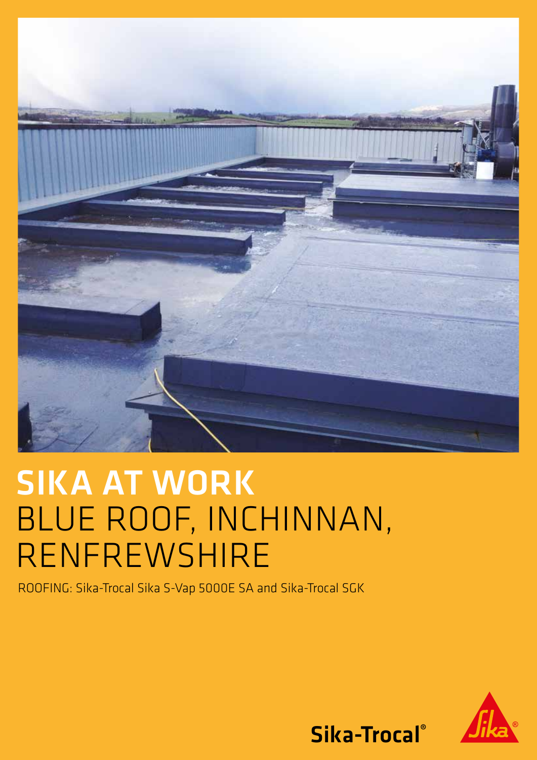# SIKA AT WORK
## BLUE ROOF, INCHINNAN, RENFREWSHIRE

ROOFING: Sika-Trocal Sika S-Vap 5000E SA and Sika-Trocal SGK

Sika-Trocal®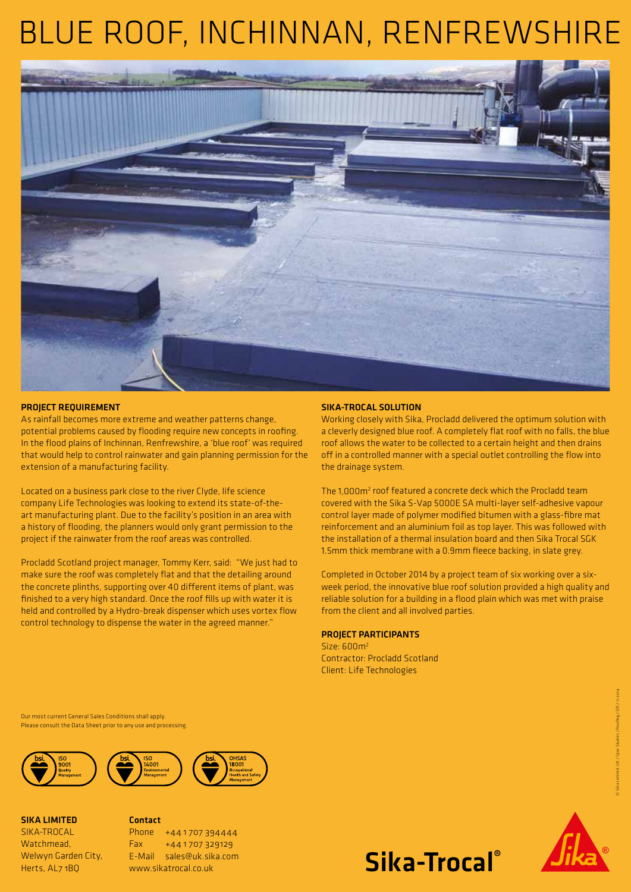# BLUE ROOF, INCHINNAN, RENFREWSHIRE

## PROJECT REQUIREMENT

As rainfall becomes more extreme and weather patterns change, potential problems caused by flooding require new concepts in roofing. In the flood plains of Inchinnan, Renfrewshire, a 'blue roof' was required that would help to control rainwater and gain planning permission for the extension of a manufacturing facility.

Located on a business park close to the river Clyde, life science company Life Technologies was looking to extend its state-of-the-art manufacturing plant. Due to the facility's position in an area with a history of flooding, the planners would only grant permission to the project if the rainwater from the roof areas was controlled.

Procladd Scotland project manager, Tommy Kerr, said: "We just had to make sure the roof was completely flat and that the detailing around the concrete plinths, supporting over 40 different items of plant, was finished to a very high standard. Once the roof fills up with water it is held and controlled by a Hydro-break dispenser which uses vortex flow control technology to dispense the water in the agreed manner."

## SIKA-TROCAL SOLUTION

Working closely with Sika, Procladd delivered the optimum solution with a cleverly designed blue roof. A completely flat roof with no falls, the blue roof allows the water to be collected to a certain height and then drains off in a controlled manner with a special outlet controlling the flow into the drainage system.

The 1,000m$^2$ roof featured a concrete deck which the Procladd team covered with the Sika S-Vap 5000E SA multi-layer self-adhesive vapour control layer made of polymer modified bitumen with a glass-fibre mat reinforcement and an aluminium foil as top layer. This was followed with the installation of a thermal insulation board and then Sika Trocal SGK 1.5mm thick membrane with a 0.9mm fleece backing, in slate grey.

Completed in October 2014 by a project team of six working over a six-week period, the innovative blue roof solution provided a high quality and reliable solution for a building in a flood plain which was met with praise from the client and all involved parties.

## PROJECT PARTICIPANTS

Size: 600m$^2$
Contractor: Procladd Scotland
Client: Life Technologies

Our most current General Sales Conditions shall apply.
Please consult the Data Sheet prior to any use and processing.

ISO 9001 Quality Management | ISO 14001 Environmental Management | OHSAS 18001 Occupational Health and Safety Management

**SIKA LIMITED**
SIKA-TROCAL
Watchmead,
Welwyn Garden City,
Herts, AL7 1BQ

**Contact**
Phone +44 1707 394444
Fax +44 1707 329129
E-Mail sales@uk.sika.com
www.sikatrocal.co.uk

Sika-Trocal®

© Sika Limited, UK / Case Studies / Roofing / DR / 11.2014